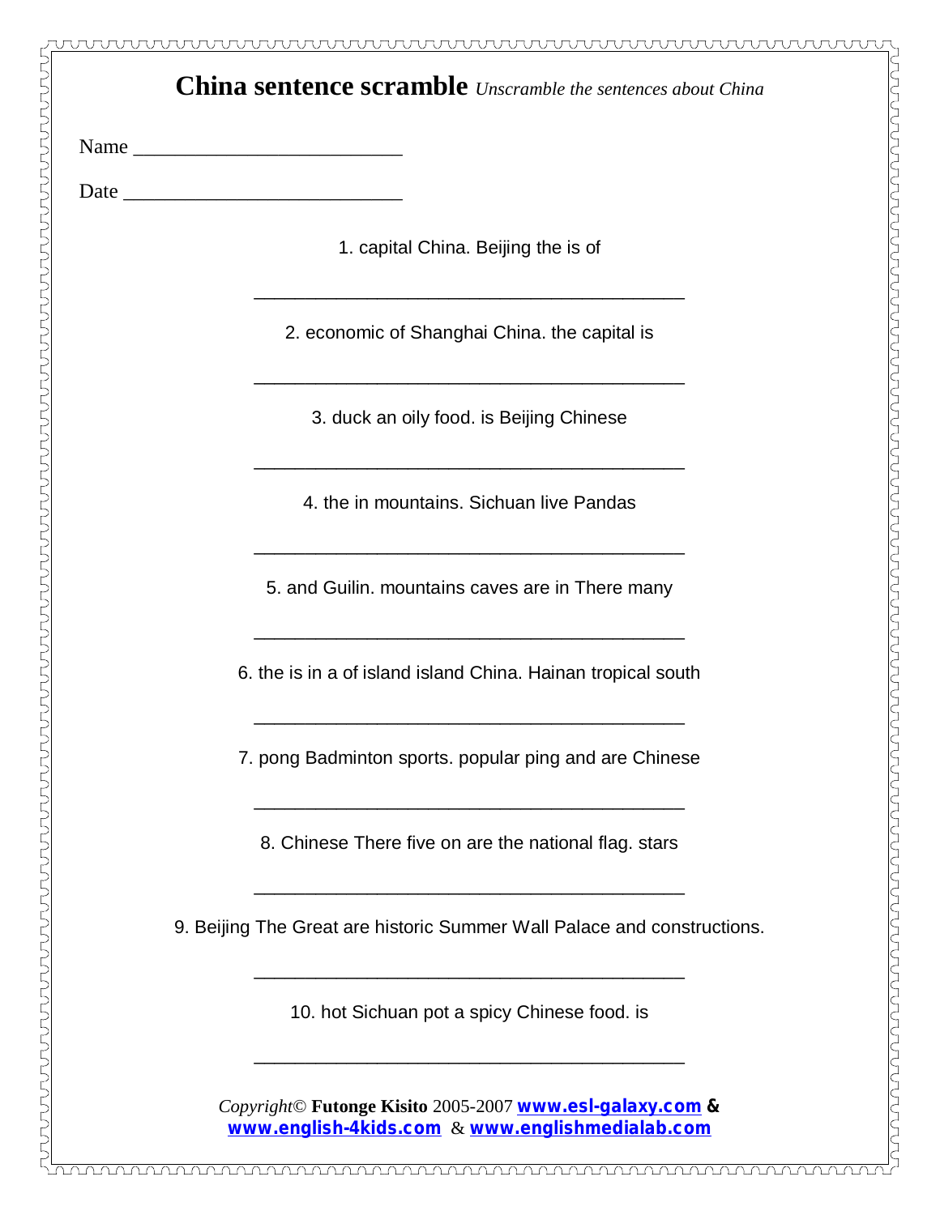# China sentence scramble *Unscramble the sentences about China*

Name ________________________

Date __________________________

1. capital China. Beijing the is of

__________________________________________

2. economic of Shanghai China. the capital is

__________________________________________

3. duck an oily food. is Beijing Chinese

__________________________________________

4. the in mountains. Sichuan live Pandas

__________________________________________

5. and Guilin. mountains caves are in There many

__________________________________________

6. the is in a of island island China. Hainan tropical south

__________________________________________

7. pong Badminton sports. popular ping and are Chinese

__________________________________________

8. Chinese There five on are the national flag. stars

__________________________________________

9. Beijing The Great are historic Summer Wall Palace and constructions.

__________________________________________

10. hot Sichuan pot a spicy Chinese food. is

__________________________________________

*Copyright©* **Futonge Kisito** 2005-2007 **www.esl-galaxy.com &** **www.english-4kids.com** & **www.englishmedialab.com**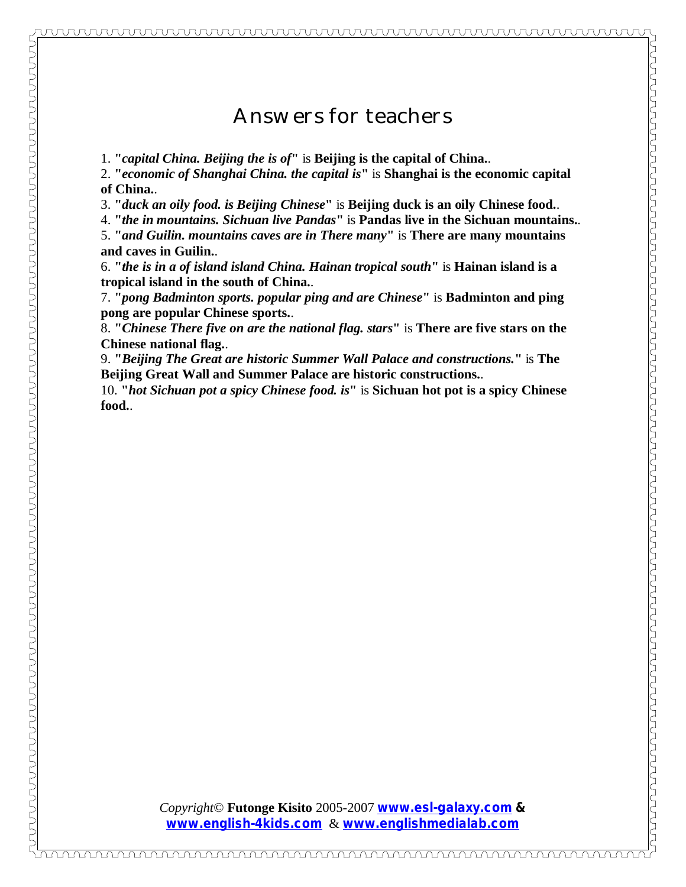# Answers for teachers

1. **"*capital China. Beijing the is of*"** is **Beijing is the capital of China.**.
2. **"*economic of Shanghai China. the capital is*"** is **Shanghai is the economic capital of China.**.
3. **"*duck an oily food. is Beijing Chinese*"** is **Beijing duck is an oily Chinese food.**.
4. **"*the in mountains. Sichuan live Pandas*"** is **Pandas live in the Sichuan mountains.**.
5. **"*and Guilin. mountains caves are in There many*"** is **There are many mountains and caves in Guilin.**.
6. **"*the is in a of island island China. Hainan tropical south*"** is **Hainan island is a tropical island in the south of China.**.
7. **"*pong Badminton sports. popular ping and are Chinese*"** is **Badminton and ping pong are popular Chinese sports.**.
8. **"*Chinese There five on are the national flag. stars*"** is **There are five stars on the Chinese national flag.**.
9. **"*Beijing The Great are historic Summer Wall Palace and constructions.*"** is **The Beijing Great Wall and Summer Palace are historic constructions.**.
10. **"*hot Sichuan pot a spicy Chinese food. is*"** is **Sichuan hot pot is a spicy Chinese food.**.

*Copyright©* **Futonge Kisito** 2005-2007 **www.esl-galaxy.com &** **www.english-4kids.com** & **www.englishmedialab.com**